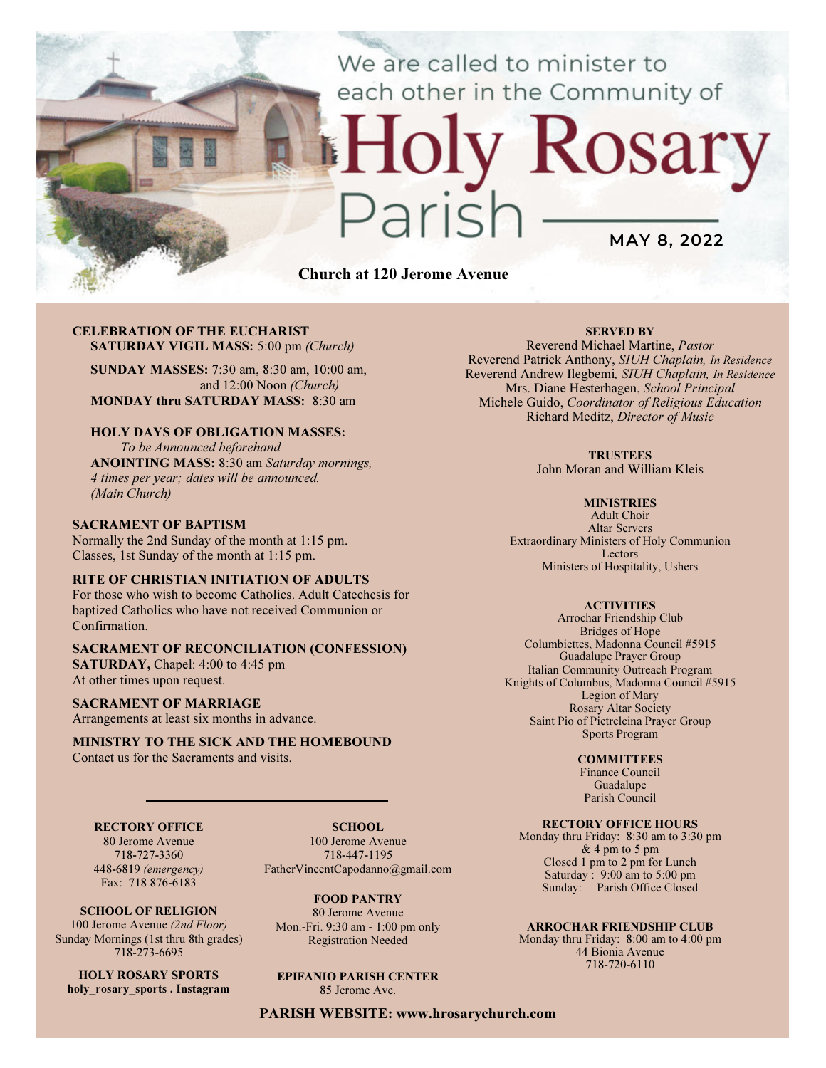We are called to minister to each other in the Community of

# Holy Rosary Parish

**MAY 8, 2022**

**Church at 120 Jerome Avenue**

**CELEBRATION OF THE EUCHARIST**
**SATURDAY VIGIL MASS:** 5:00 pm *(Church)*

**SUNDAY MASSES:** 7:30 am, 8:30 am, 10:00 am, and 12:00 Noon *(Church)*
**MONDAY thru SATURDAY MASS:** 8:30 am

**HOLY DAYS OF OBLIGATION MASSES:**
*To be Announced beforehand*
**ANOINTING MASS:** 8:30 am *Saturday mornings, 4 times per year; dates will be announced. (Main Church)*

**SACRAMENT OF BAPTISM**
Normally the 2nd Sunday of the month at 1:15 pm.
Classes, 1st Sunday of the month at 1:15 pm.

**RITE OF CHRISTIAN INITIATION OF ADULTS**
For those who wish to become Catholics. Adult Catechesis for baptized Catholics who have not received Communion or Confirmation.

**SACRAMENT OF RECONCILIATION (CONFESSION)**
**SATURDAY,** Chapel: 4:00 to 4:45 pm
At other times upon request.

**SACRAMENT OF MARRIAGE**
Arrangements at least six months in advance.

**MINISTRY TO THE SICK AND THE HOMEBOUND**
Contact us for the Sacraments and visits.

**SERVED BY**
Reverend Michael Martine, *Pastor*
Reverend Patrick Anthony, *SIUH Chaplain, In Residence*
Reverend Andrew Ilegbemi*, SIUH Chaplain, In Residence*
Mrs. Diane Hesterhagen, *School Principal*
Michele Guido, *Coordinator of Religious Education*
Richard Meditz, *Director of Music*

**TRUSTEES**
John Moran and William Kleis

**MINISTRIES**
Adult Choir
Altar Servers
Extraordinary Ministers of Holy Communion
Lectors
Ministers of Hospitality, Ushers

**ACTIVITIES**
Arrochar Friendship Club
Bridges of Hope
Columbiettes, Madonna Council #5915
Guadalupe Prayer Group
Italian Community Outreach Program
Knights of Columbus, Madonna Council #5915
Legion of Mary
Rosary Altar Society
Saint Pio of Pietrelcina Prayer Group
Sports Program

**COMMITTEES**
Finance Council
Guadalupe
Parish Council

**RECTORY OFFICE**
80 Jerome Avenue
718-727-3360
448-6819 *(emergency)*
Fax: 718 876-6183

**SCHOOL OF RELIGION**
100 Jerome Avenue *(2nd Floor)*
Sunday Mornings (1st thru 8th grades)
718-273-6695

**HOLY ROSARY SPORTS**
**holy_rosary_sports . Instagram**

**SCHOOL**
100 Jerome Avenue
718-447-1195
FatherVincentCapodanno@gmail.com

**FOOD PANTRY**
80 Jerome Avenue
Mon.-Fri. 9:30 am - 1:00 pm only
Registration Needed

**EPIFANIO PARISH CENTER**
85 Jerome Ave.

**RECTORY OFFICE HOURS**
Monday thru Friday: 8:30 am to 3:30 pm & 4 pm to 5 pm
Closed 1 pm to 2 pm for Lunch
Saturday : 9:00 am to 5:00 pm
Sunday: Parish Office Closed

**ARROCHAR FRIENDSHIP CLUB**
Monday thru Friday: 8:00 am to 4:00 pm
44 Bionia Avenue
718-720-6110

**PARISH WEBSITE: www.hrosarychurch.com**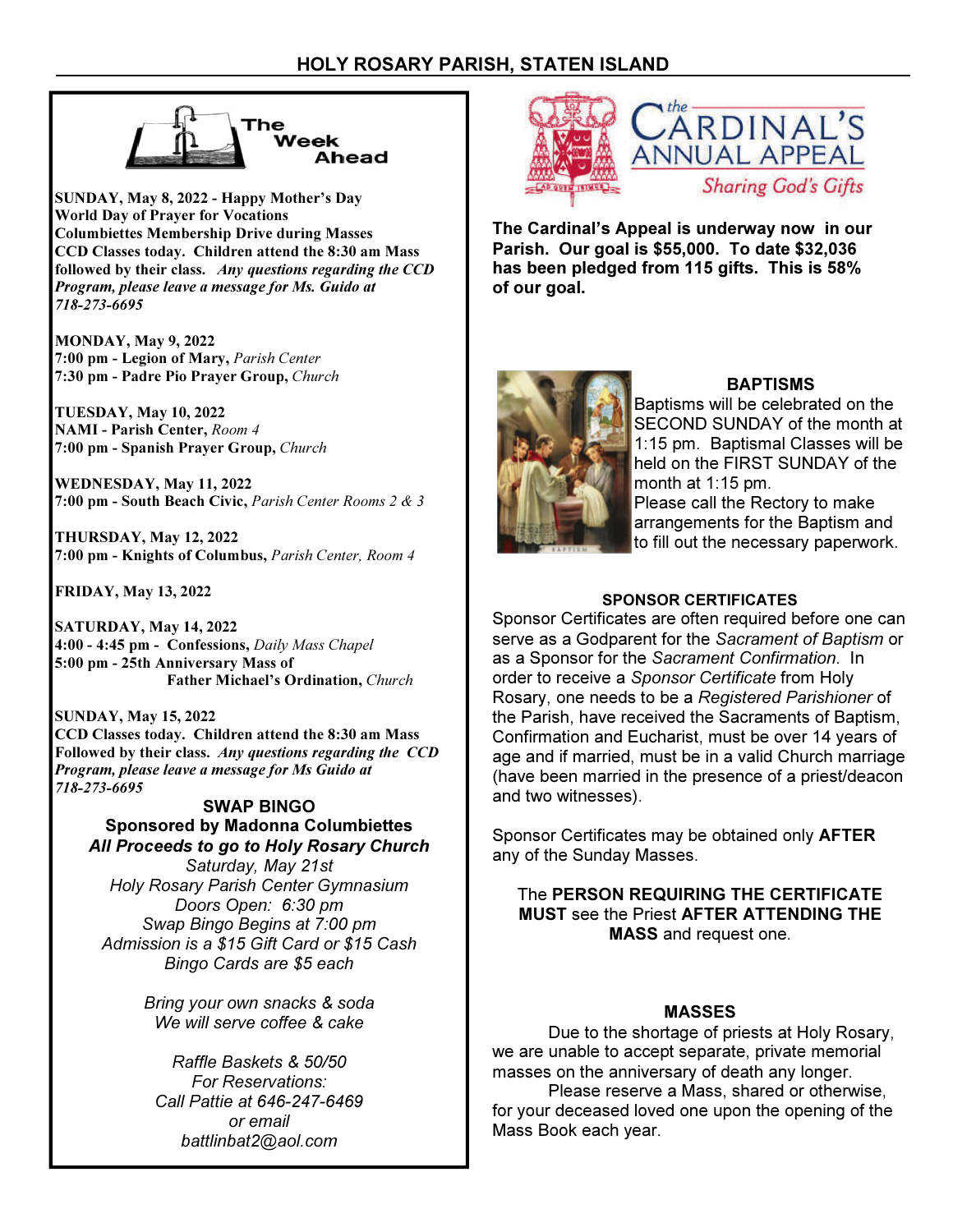## The Week Ahead

**SUNDAY, May 8, 2022 - Happy Mother's Day**
**World Day of Prayer for Vocations**
**Columbiettes Membership Drive during Masses**
**CCD Classes today. Children attend the 8:30 am Mass followed by their class.** ***Any questions regarding the CCD Program, please leave a message for Ms. Guido at 718-273-6695***

**MONDAY, May 9, 2022**
**7:00 pm - Legion of Mary,** *Parish Center*
**7:30 pm - Padre Pio Prayer Group,** *Church*

**TUESDAY, May 10, 2022**
**NAMI - Parish Center,** *Room 4*
**7:00 pm - Spanish Prayer Group,** *Church*

**WEDNESDAY, May 11, 2022**
**7:00 pm - South Beach Civic,** *Parish Center Rooms 2 & 3*

**THURSDAY, May 12, 2022**
**7:00 pm - Knights of Columbus,** *Parish Center, Room 4*

**FRIDAY, May 13, 2022**

**SATURDAY, May 14, 2022**
**4:00 - 4:45 pm - Confessions,** *Daily Mass Chapel*
**5:00 pm - 25th Anniversary Mass of Father Michael's Ordination,** *Church*

**SUNDAY, May 15, 2022**
**CCD Classes today. Children attend the 8:30 am Mass Followed by their class.** ***Any questions regarding the CCD Program, please leave a message for Ms Guido at 718-273-6695***

### SWAP BINGO

**Sponsored by Madonna Columbiettes**
***All Proceeds to go to Holy Rosary Church***
*Saturday, May 21st*
*Holy Rosary Parish Center Gymnasium*
*Doors Open: 6:30 pm*
*Swap Bingo Begins at 7:00 pm*
*Admission is a $15 Gift Card or $15 Cash*
*Bingo Cards are $5 each*

*Bring your own snacks & soda*
*We will serve coffee & cake*

*Raffle Baskets & 50/50*
*For Reservations:*
*Call Pattie at 646-247-6469*
*or email*
*battlinbat2@aol.com*

## The Cardinal's Annual Appeal

*Sharing God's Gifts*

**The Cardinal's Appeal is underway now in our Parish. Our goal is $55,000. To date $32,036 has been pledged from 115 gifts. This is 58% of our goal.**

### BAPTISMS

Baptisms will be celebrated on the SECOND SUNDAY of the month at 1:15 pm. Baptismal Classes will be held on the FIRST SUNDAY of the month at 1:15 pm.
Please call the Rectory to make arrangements for the Baptism and to fill out the necessary paperwork.

### SPONSOR CERTIFICATES

Sponsor Certificates are often required before one can serve as a Godparent for the *Sacrament of Baptism* or as a Sponsor for the *Sacrament Confirmation.* In order to receive a *Sponsor Certificate* from Holy Rosary, one needs to be a *Registered Parishioner* of the Parish, have received the Sacraments of Baptism, Confirmation and Eucharist, must be over 14 years of age and if married, must be in a valid Church marriage (have been married in the presence of a priest/deacon and two witnesses).

Sponsor Certificates may be obtained only **AFTER** any of the Sunday Masses.

The **PERSON REQUIRING THE CERTIFICATE MUST** see the Priest **AFTER ATTENDING THE MASS** and request one.

### MASSES

Due to the shortage of priests at Holy Rosary, we are unable to accept separate, private memorial masses on the anniversary of death any longer.

Please reserve a Mass, shared or otherwise, for your deceased loved one upon the opening of the Mass Book each year.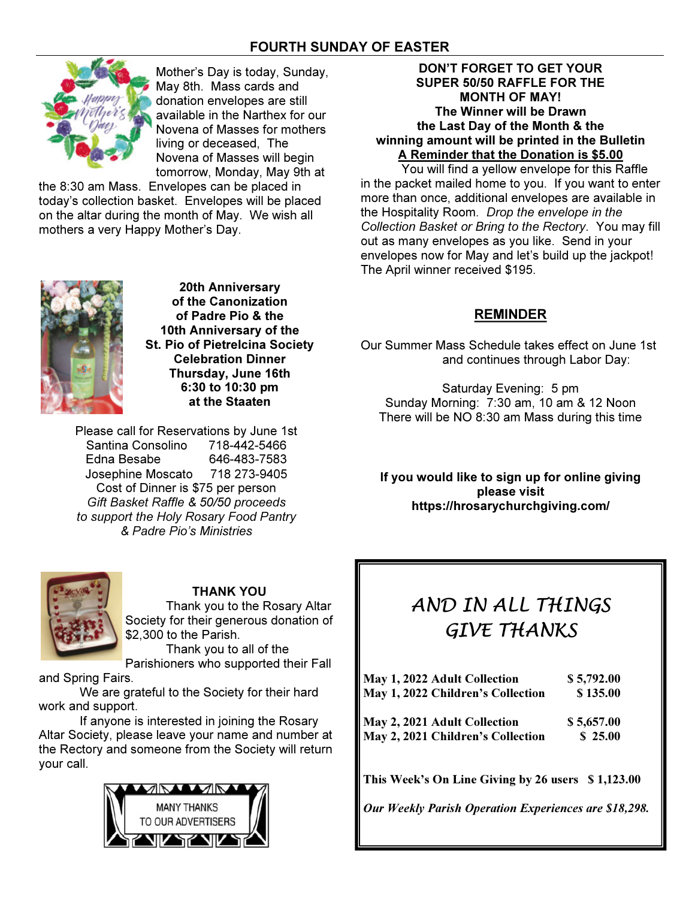## FOURTH SUNDAY OF EASTER

Mother's Day is today, Sunday, May 8th. Mass cards and donation envelopes are still available in the Narthex for our Novena of Masses for mothers living or deceased, The Novena of Masses will begin tomorrow, Monday, May 9th at the 8:30 am Mass. Envelopes can be placed in today's collection basket. Envelopes will be placed on the altar during the month of May. We wish all mothers a very Happy Mother's Day.

**20th Anniversary of the Canonization of Padre Pio & the 10th Anniversary of the St. Pio of Pietrelcina Society Celebration Dinner Thursday, June 16th 6:30 to 10:30 pm at the Staaten**

Please call for Reservations by June 1st

Santina Consolino 718-442-5466
Edna Besabe 646-483-7583
Josephine Moscato 718 273-9405

Cost of Dinner is $75 per person

*Gift Basket Raffle & 50/50 proceeds to support the Holy Rosary Food Pantry & Padre Pio's Ministries*

**THANK YOU**

Thank you to the Rosary Altar Society for their generous donation of $2,300 to the Parish.

Thank you to all of the Parishioners who supported their Fall and Spring Fairs.

We are grateful to the Society for their hard work and support.

If anyone is interested in joining the Rosary Altar Society, please leave your name and number at the Rectory and someone from the Society will return your call.

MANY THANKS TO OUR ADVERTISERS

**DON'T FORGET TO GET YOUR SUPER 50/50 RAFFLE FOR THE MONTH OF MAY!**
**The Winner will be Drawn the Last Day of the Month & the winning amount will be printed in the Bulletin**
**A Reminder that the Donation is $5.00**

You will find a yellow envelope for this Raffle in the packet mailed home to you. If you want to enter more than once, additional envelopes are available in the Hospitality Room. *Drop the envelope in the Collection Basket or Bring to the Rectory*. You may fill out as many envelopes as you like. Send in your envelopes now for May and let's build up the jackpot! The April winner received $195.

**REMINDER**

Our Summer Mass Schedule takes effect on June 1st and continues through Labor Day:

Saturday Evening: 5 pm
Sunday Morning: 7:30 am, 10 am & 12 Noon
There will be NO 8:30 am Mass during this time

**If you would like to sign up for online giving please visit https://hrosarychurchgiving.com/**

## AND IN ALL THINGS GIVE THANKS

| | |
|---|---|
| **May 1, 2022 Adult Collection** | **$ 5,792.00** |
| **May 1, 2022 Children's Collection** | **$ 135.00** |
| **May 2, 2021 Adult Collection** | **$ 5,657.00** |
| **May 2, 2021 Children's Collection** | **$ 25.00** |

**This Week's On Line Giving by 26 users $ 1,123.00**

***Our Weekly Parish Operation Experiences are $18,298.***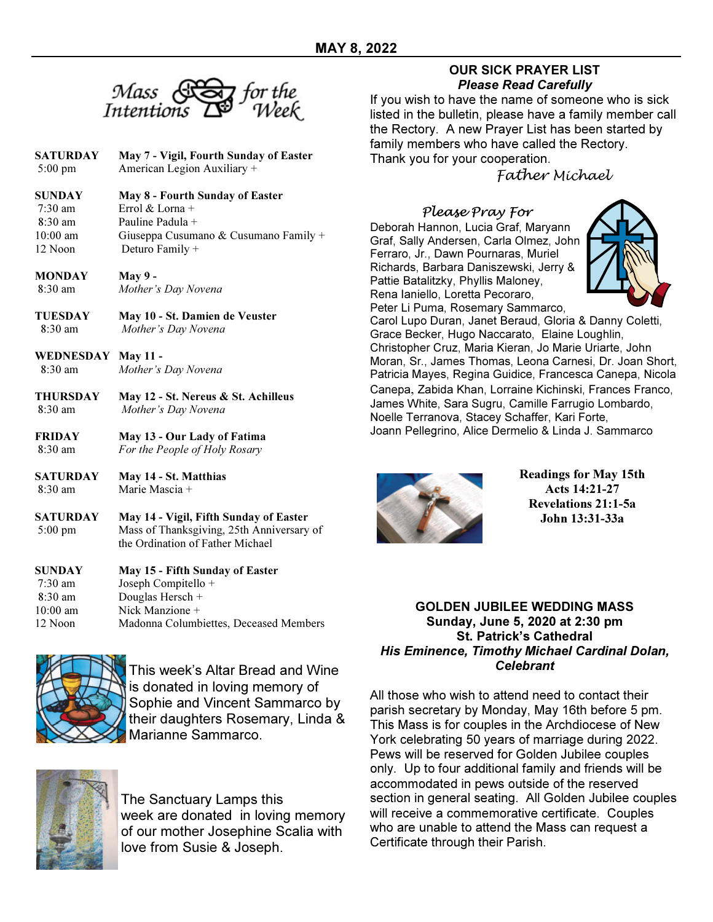## MAY 8, 2022

# Mass Intentions for the Week

| | |
|---|---|
| **SATURDAY** | **May 7 - Vigil, Fourth Sunday of Easter** |
| 5:00 pm | American Legion Auxiliary + |
| **SUNDAY** | **May 8 - Fourth Sunday of Easter** |
| 7:30 am | Errol & Lorna + |
| 8:30 am | Pauline Padula + |
| 10:00 am | Giuseppa Cusumano & Cusumano Family + |
| 12 Noon | Deturo Family + |
| **MONDAY** | **May 9 -** |
| 8:30 am | *Mother's Day Novena* |
| **TUESDAY** | **May 10 - St. Damien de Veuster** |
| 8:30 am | *Mother's Day Novena* |
| **WEDNESDAY** | **May 11 -** |
| 8:30 am | *Mother's Day Novena* |
| **THURSDAY** | **May 12 - St. Nereus & St. Achilleus** |
| 8:30 am | *Mother's Day Novena* |
| **FRIDAY** | **May 13 - Our Lady of Fatima** |
| 8:30 am | *For the People of Holy Rosary* |
| **SATURDAY** | **May 14 - St. Matthias** |
| 8:30 am | Marie Mascia + |
| **SATURDAY** | **May 14 - Vigil, Fifth Sunday of Easter** |
| 5:00 pm | Mass of Thanksgiving, 25th Anniversary of the Ordination of Father Michael |
| **SUNDAY** | **May 15 - Fifth Sunday of Easter** |
| 7:30 am | Joseph Compitello + |
| 8:30 am | Douglas Hersch + |
| 10:00 am | Nick Manzione + |
| 12 Noon | Madonna Columbiettes, Deceased Members |

This week's Altar Bread and Wine is donated in loving memory of Sophie and Vincent Sammarco by their daughters Rosemary, Linda & Marianne Sammarco.

The Sanctuary Lamps this week are donated in loving memory of our mother Josephine Scalia with love from Susie & Joseph.

## OUR SICK PRAYER LIST
### *Please Read Carefully*

If you wish to have the name of someone who is sick listed in the bulletin, please have a family member call the Rectory. A new Prayer List has been started by family members who have called the Rectory. Thank you for your cooperation.

*Father Michael*

### *Please Pray For*

Deborah Hannon, Lucia Graf, Maryann Graf, Sally Andersen, Carla Olmez, John Ferraro, Jr., Dawn Pournaras, Muriel Richards, Barbara Daniszewski, Jerry & Pattie Batalitzky, Phyllis Maloney, Rena Ianiello, Loretta Pecoraro, Peter Li Puma, Rosemary Sammarco, Carol Lupo Duran, Janet Beraud, Gloria & Danny Coletti, Grace Becker, Hugo Naccarato, Elaine Loughlin, Christopher Cruz, Maria Kieran, Jo Marie Uriarte, John Moran, Sr., James Thomas, Leona Carnesi, Dr. Joan Short, Patricia Mayes, Regina Guidice, Francesca Canepa, Nicola Canepa, Zabida Khan, Lorraine Kichinski, Frances Franco, James White, Sara Sugru, Camille Farrugio Lombardo, Noelle Terranova, Stacey Schaffer, Kari Forte, Joann Pellegrino, Alice Dermelio & Linda J. Sammarco

**Readings for May 15th**
**Acts 14:21-27**
**Revelations 21:1-5a**
**John 13:31-33a**

## GOLDEN JUBILEE WEDDING MASS
**Sunday, June 5, 2020 at 2:30 pm**
**St. Patrick's Cathedral**
***His Eminence, Timothy Michael Cardinal Dolan, Celebrant***

All those who wish to attend need to contact their parish secretary by Monday, May 16th before 5 pm. This Mass is for couples in the Archdiocese of New York celebrating 50 years of marriage during 2022. Pews will be reserved for Golden Jubilee couples only. Up to four additional family and friends will be accommodated in pews outside of the reserved section in general seating. All Golden Jubilee couples will receive a commemorative certificate. Couples who are unable to attend the Mass can request a Certificate through their Parish.